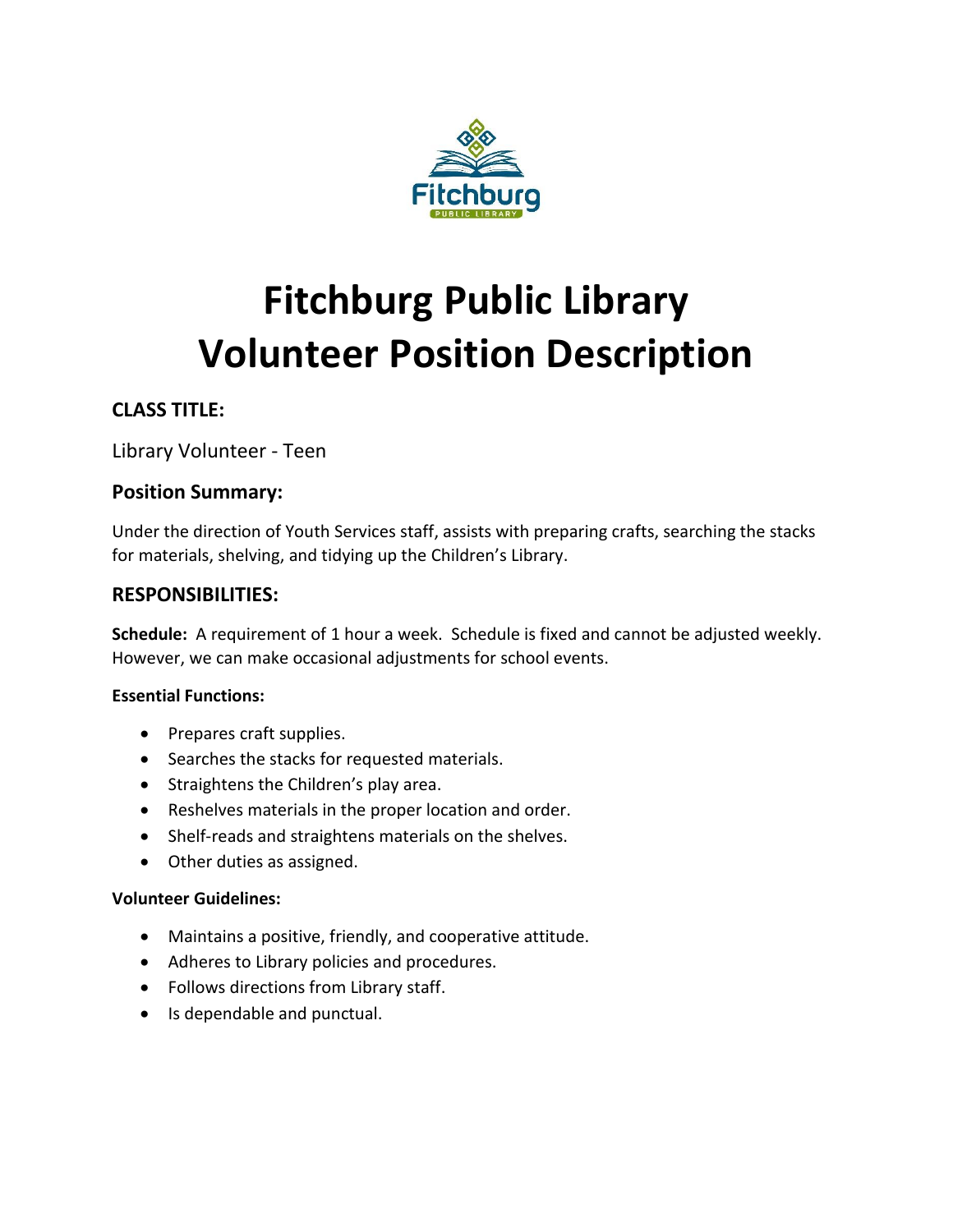# Fitchburg Public Library
# Volunteer Position Description

## CLASS TITLE:

Library Volunteer - Teen

## Position Summary:

Under the direction of Youth Services staff, assists with preparing crafts, searching the stacks for materials, shelving, and tidying up the Children's Library.

## RESPONSIBILITIES:

**Schedule:** A requirement of 1 hour a week. Schedule is fixed and cannot be adjusted weekly. However, we can make occasional adjustments for school events.

#### Essential Functions:

- Prepares craft supplies.
- Searches the stacks for requested materials.
- Straightens the Children's play area.
- Reshelves materials in the proper location and order.
- Shelf-reads and straightens materials on the shelves.
- Other duties as assigned.

#### Volunteer Guidelines:

- Maintains a positive, friendly, and cooperative attitude.
- Adheres to Library policies and procedures.
- Follows directions from Library staff.
- Is dependable and punctual.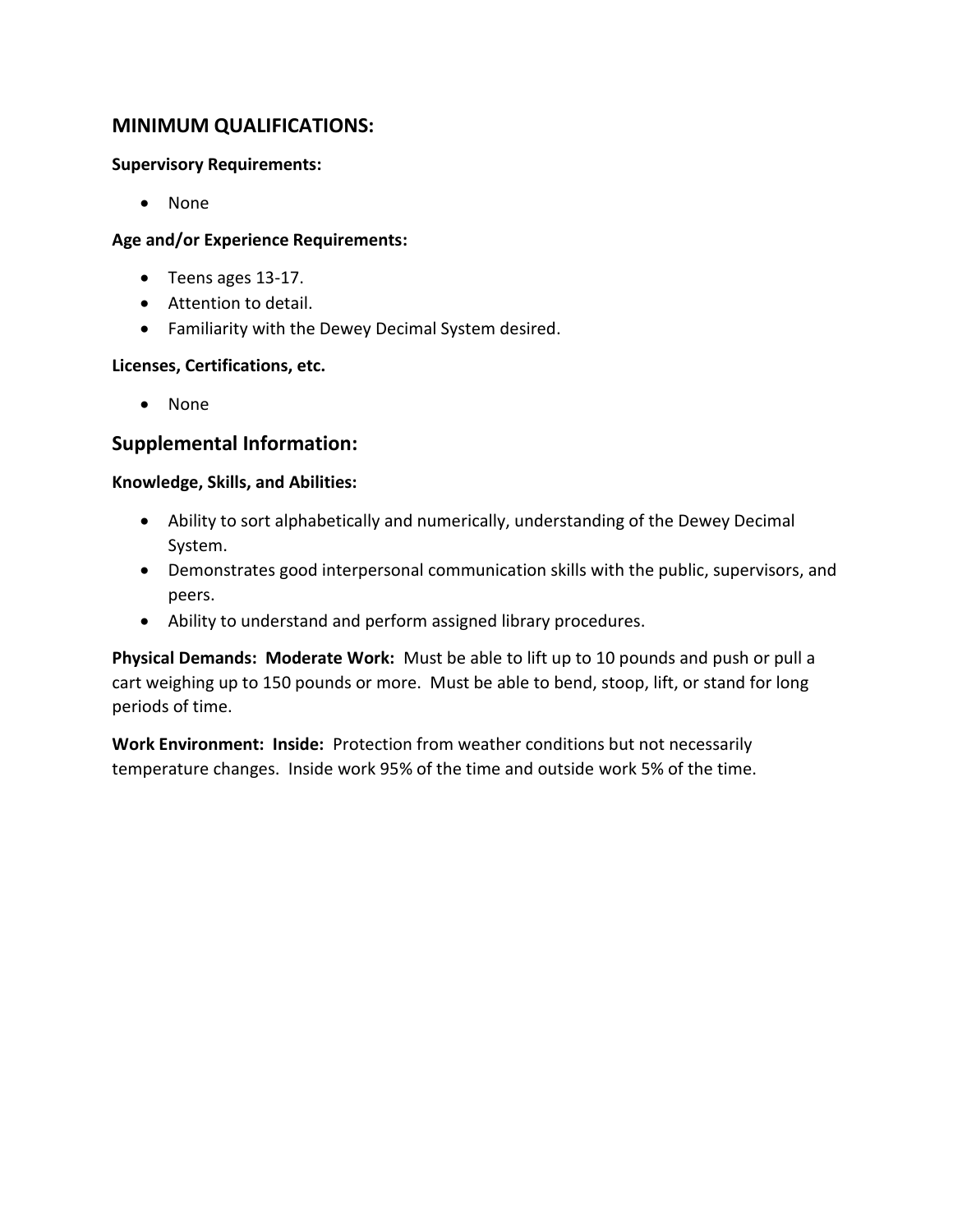## MINIMUM QUALIFICATIONS:

**Supervisory Requirements:**

- None

**Age and/or Experience Requirements:**

- Teens ages 13-17.
- Attention to detail.
- Familiarity with the Dewey Decimal System desired.

**Licenses, Certifications, etc.**

- None

## Supplemental Information:

**Knowledge, Skills, and Abilities:**

- Ability to sort alphabetically and numerically, understanding of the Dewey Decimal System.
- Demonstrates good interpersonal communication skills with the public, supervisors, and peers.
- Ability to understand and perform assigned library procedures.

**Physical Demands: Moderate Work:** Must be able to lift up to 10 pounds and push or pull a cart weighing up to 150 pounds or more. Must be able to bend, stoop, lift, or stand for long periods of time.

**Work Environment: Inside:** Protection from weather conditions but not necessarily temperature changes. Inside work 95% of the time and outside work 5% of the time.